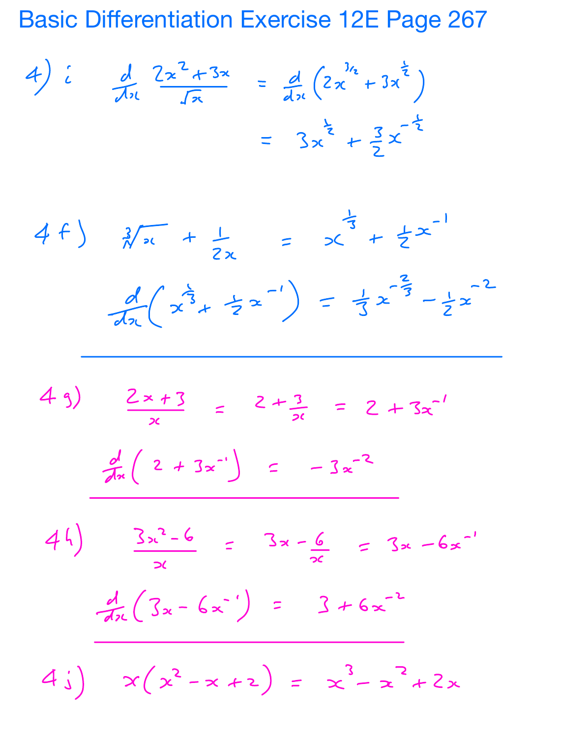# Basic Differentiation Exercise 12E Page 267

4) i

$$\frac{d}{dx}\frac{2x^2+3x}{\sqrt{x}} = \frac{d}{dx}\left(2x^{3/2}+3x^{\frac{1}{2}}\right)$$

$$= 3x^{\frac{1}{2}} + \frac{3}{2}x^{-\frac{1}{2}}$$

4 f)

$$\sqrt[3]{x} + \frac{1}{2x} = x^{\frac{1}{3}} + \frac{1}{2}x^{-1}$$

$$\frac{d}{dx}\left(x^{\frac{1}{3}} + \frac{1}{2}x^{-1}\right) = \frac{1}{3}x^{-\frac{2}{3}} - \frac{1}{2}x^{-2}$$

---

4 g)

$$\frac{2x+3}{x} = 2 + \frac{3}{x} = 2 + 3x^{-1}$$

$$\frac{d}{dx}\left(2 + 3x^{-1}\right) = -3x^{-2}$$

---

4 h)

$$\frac{3x^2-6}{x} = 3x - \frac{6}{x} = 3x - 6x^{-1}$$

$$\frac{d}{dx}\left(3x - 6x^{-1}\right) = 3 + 6x^{-2}$$

---

4 j)

$$x(x^2 - x + 2) = x^3 - x^2 + 2x$$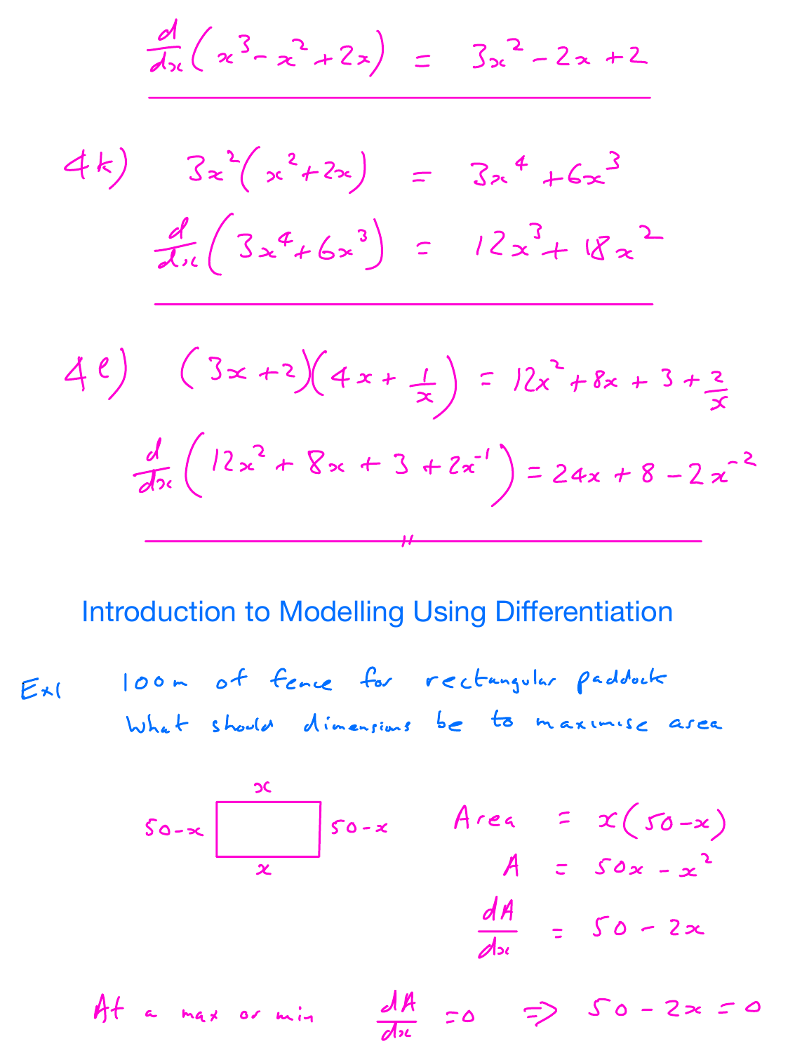$$\frac{d}{dx}\left(x^3 - x^2 + 2x\right) = 3x^2 - 2x + 2$$

---

4k) $3x^2(x^2 + 2x) = 3x^4 + 6x^3$

$$\frac{d}{dx}\left(3x^4 + 6x^3\right) = 12x^3 + 18x^2$$

---

4e) $(3x+2)\left(4x + \frac{1}{x}\right) = 12x^2 + 8x + 3 + \frac{2}{x}$

$$\frac{d}{dx}\left(12x^2 + 8x + 3 + 2x^{-1}\right) = 24x + 8 - 2x^{-2}$$

---

## Introduction to Modelling Using Differentiation

Ex1 100m of fence for rectangular paddock

What should dimensions be to maximise area

Rectangle with sides: top $x$, bottom $x$, left $50-x$, right $50-x$

$$\text{Area} = x(50-x)$$

$$A = 50x - x^2$$

$$\frac{dA}{dx} = 50 - 2x$$

At a max or min $\frac{dA}{dx} = 0 \Rightarrow 50 - 2x = 0$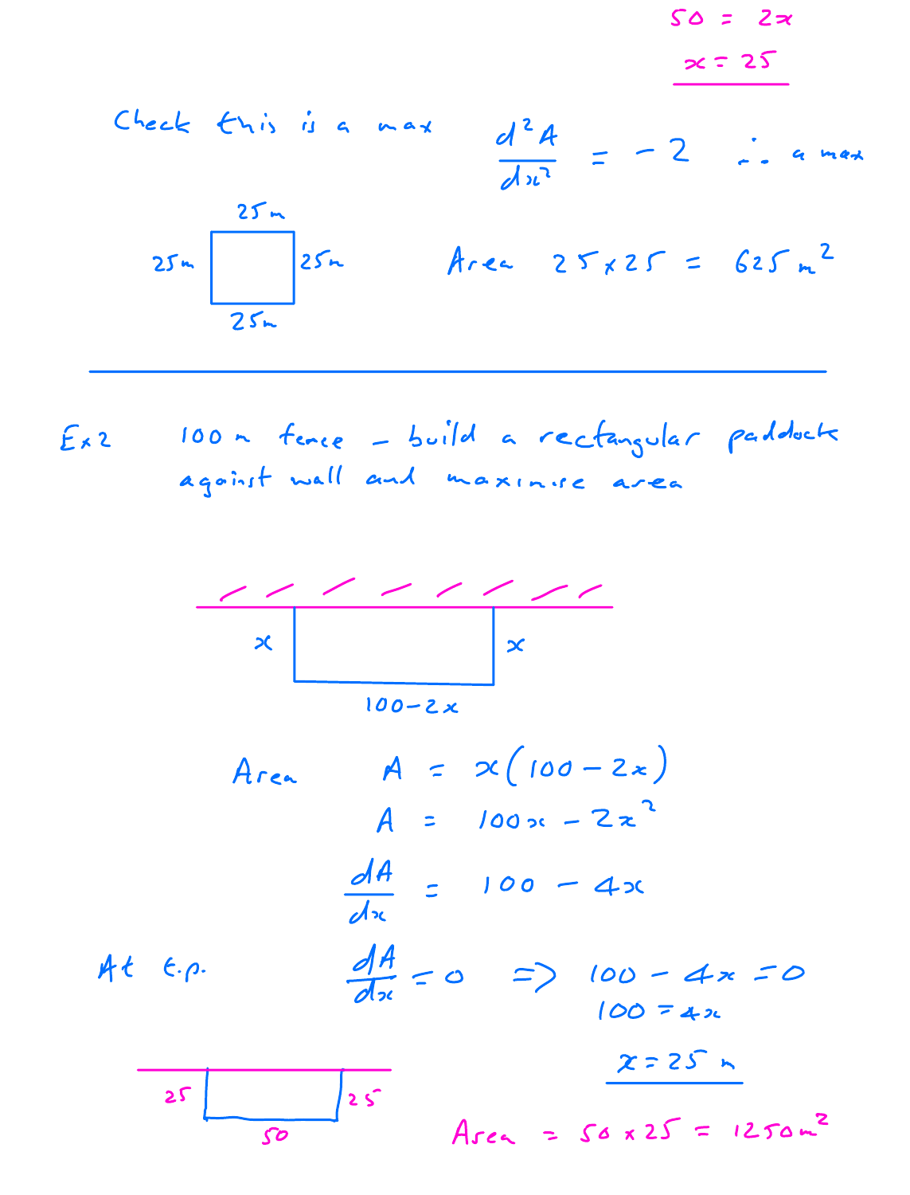$$50 = 2x$$

$$x = 25$$

Check this is a max $\quad \dfrac{d^2A}{dx^2} = -2 \quad \therefore$ a max

25m × 25m square (sides 25m, 25m, 25m, 25m)

Area $25 \times 25 = 625 \text{ m}^2$

---

Ex 2 $\quad$ 100 m fence – build a rectangular paddock against wall and maximise area

(Diagram: rectangle against wall, sides $x$, $x$, and $100 - 2x$)

Area $\quad A = x(100 - 2x)$

$$A = 100x - 2x^2$$

$$\frac{dA}{dx} = 100 - 4x$$

At t.p. $\quad \dfrac{dA}{dx} = 0 \Rightarrow 100 - 4x = 0$

$$100 = 4x$$

$$x = 25 \text{ m}$$

(Diagram: rectangle against wall, sides 25, 25, and 50)

Area $= 50 \times 25 = 1250 \text{ m}^2$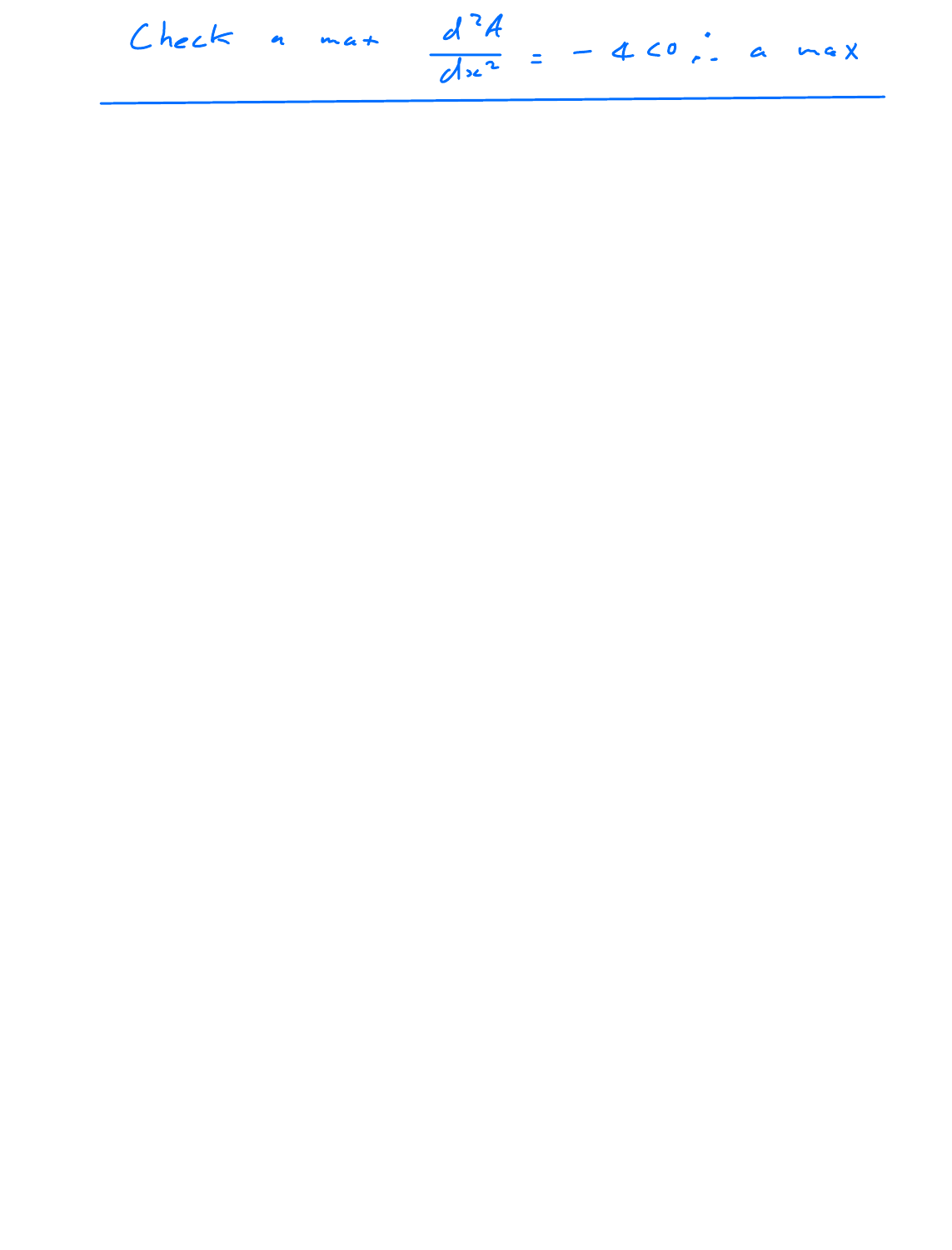Check a max $\frac{d^2A}{dx^2} = -4 < 0 \therefore$ a max

---